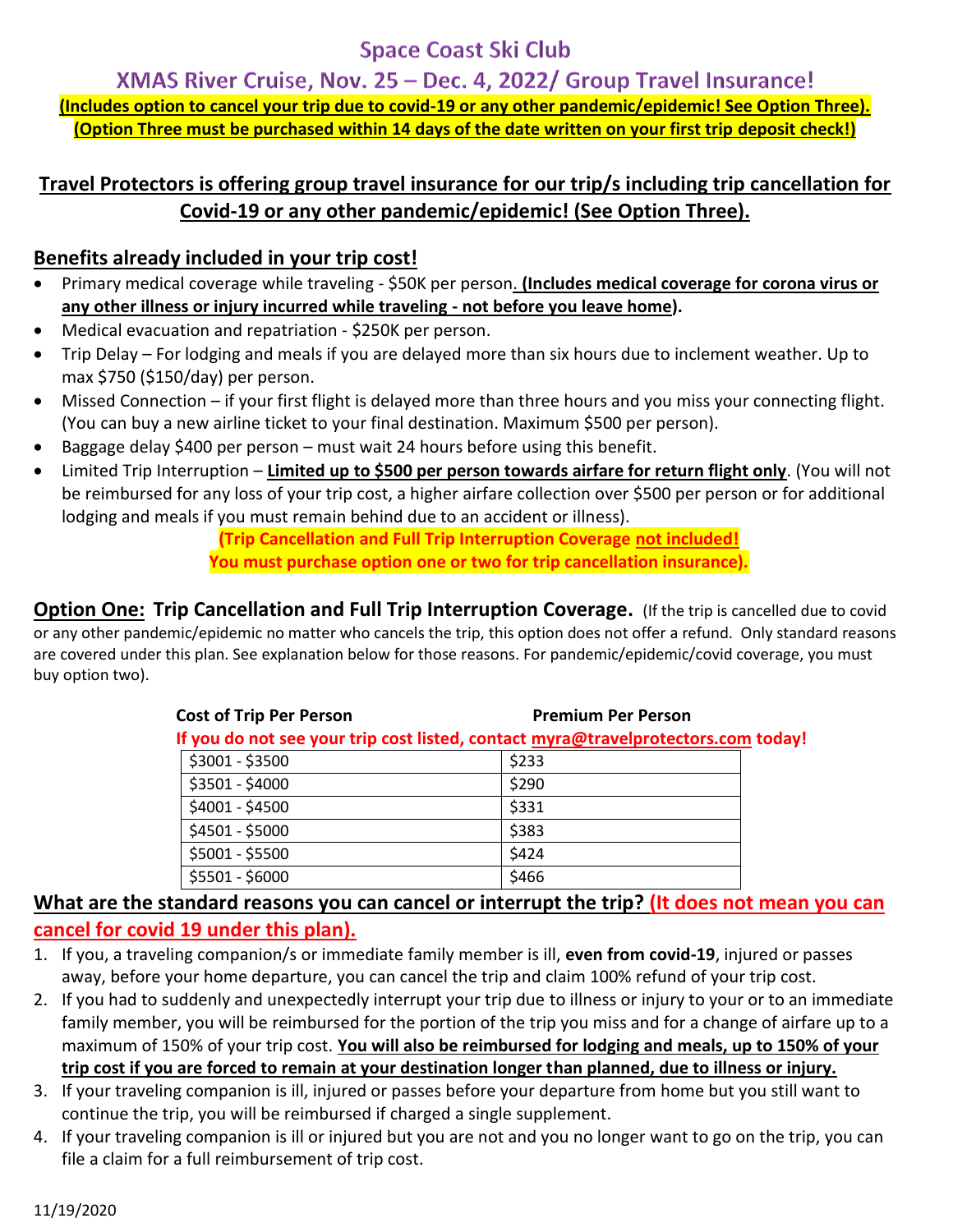# Space Coast Ski Club

## XMAS River Cruise, Nov. 25 – Dec. 4, 2022/ Group Travel Insurance!

**(Includes option to cancel your trip due to covid-19 or any other pandemic/epidemic! See Option Three).**
**(Option Three must be purchased within 14 days of the date written on your first trip deposit check!)**

**Travel Protectors is offering group travel insurance for our trip/s including trip cancellation for Covid-19 or any other pandemic/epidemic! (See Option Three).**

### Benefits already included in your trip cost!

- Primary medical coverage while traveling - $50K per person. **(Includes medical coverage for corona virus or any other illness or injury incurred while traveling - not before you leave home).**
- Medical evacuation and repatriation - $250K per person.
- Trip Delay – For lodging and meals if you are delayed more than six hours due to inclement weather. Up to max $750 ($150/day) per person.
- Missed Connection – if your first flight is delayed more than three hours and you miss your connecting flight. (You can buy a new airline ticket to your final destination. Maximum $500 per person).
- Baggage delay $400 per person – must wait 24 hours before using this benefit.
- Limited Trip Interruption – **Limited up to $500 per person towards airfare for return flight only**. (You will not be reimbursed for any loss of your trip cost, a higher airfare collection over $500 per person or for additional lodging and meals if you must remain behind due to an accident or illness).

**(Trip Cancellation and Full Trip Interruption Coverage not included!**
**You must purchase option one or two for trip cancellation insurance).**

### Option One: Trip Cancellation and Full Trip Interruption Coverage.

(If the trip is cancelled due to covid or any other pandemic/epidemic no matter who cancels the trip, this option does not offer a refund. Only standard reasons are covered under this plan. See explanation below for those reasons. For pandemic/epidemic/covid coverage, you must buy option two).

**If you do not see your trip cost listed, contact myra@travelprotectors.com today!**

| Cost of Trip Per Person | Premium Per Person |
|---|---|
| $3001 - $3500 | $233 |
| $3501 - $4000 | $290 |
| $4001 - $4500 | $331 |
| $4501 - $5000 | $383 |
| $5001 - $5500 | $424 |
| $5501 - $6000 | $466 |

### What are the standard reasons you can cancel or interrupt the trip? (It does not mean you can cancel for covid 19 under this plan).

1. If you, a traveling companion/s or immediate family member is ill, **even from covid-19**, injured or passes away, before your home departure, you can cancel the trip and claim 100% refund of your trip cost.
2. If you had to suddenly and unexpectedly interrupt your trip due to illness or injury to your or to an immediate family member, you will be reimbursed for the portion of the trip you miss and for a change of airfare up to a maximum of 150% of your trip cost. **You will also be reimbursed for lodging and meals, up to 150% of your trip cost if you are forced to remain at your destination longer than planned, due to illness or injury.**
3. If your traveling companion is ill, injured or passes before your departure from home but you still want to continue the trip, you will be reimbursed if charged a single supplement.
4. If your traveling companion is ill or injured but you are not and you no longer want to go on the trip, you can file a claim for a full reimbursement of trip cost.

11/19/2020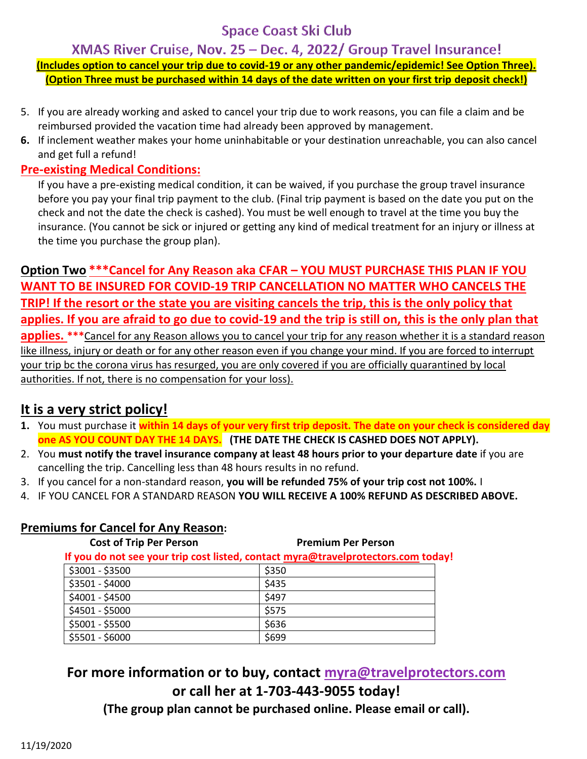# Space Coast Ski Club

## XMAS River Cruise, Nov. 25 – Dec. 4, 2022/ Group Travel Insurance!

**(Includes option to cancel your trip due to covid-19 or any other pandemic/epidemic! See Option Three).**
**(Option Three must be purchased within 14 days of the date written on your first trip deposit check!)**

5. If you are already working and asked to cancel your trip due to work reasons, you can file a claim and be reimbursed provided the vacation time had already been approved by management.
6. If inclement weather makes your home uninhabitable or your destination unreachable, you can also cancel and get full a refund!

**Pre-existing Medical Conditions:**

If you have a pre-existing medical condition, it can be waived, if you purchase the group travel insurance before you pay your final trip payment to the club. (Final trip payment is based on the date you put on the check and not the date the check is cashed). You must be well enough to travel at the time you buy the insurance. (You cannot be sick or injured or getting any kind of medical treatment for an injury or illness at the time you purchase the group plan).

**Option Two \*\*\*Cancel for Any Reason aka CFAR – YOU MUST PURCHASE THIS PLAN IF YOU WANT TO BE INSURED FOR COVID-19 TRIP CANCELLATION NO MATTER WHO CANCELS THE TRIP! If the resort or the state you are visiting cancels the trip, this is the only policy that applies. If you are afraid to go due to covid-19 and the trip is still on, this is the only plan that applies. \*\*\***Cancel for any Reason allows you to cancel your trip for any reason whether it is a standard reason like illness, injury or death or for any other reason even if you change your mind. If you are forced to interrupt your trip bc the corona virus has resurged, you are only covered if you are officially quarantined by local authorities. If not, there is no compensation for your loss).

## It is a very strict policy!

1. You must purchase it **within 14 days of your very first trip deposit. The date on your check is considered day one AS YOU COUNT DAY THE 14 DAYS. (THE DATE THE CHECK IS CASHED DOES NOT APPLY).**
2. You **must notify the travel insurance company at least 48 hours prior to your departure date** if you are cancelling the trip. Cancelling less than 48 hours results in no refund.
3. If you cancel for a non-standard reason, **you will be refunded 75% of your trip cost not 100%.** I
4. IF YOU CANCEL FOR A STANDARD REASON **YOU WILL RECEIVE A 100% REFUND AS DESCRIBED ABOVE.**

**Premiums for Cancel for Any Reason:**

**If you do not see your trip cost listed, contact myra@travelprotectors.com today!**

| Cost of Trip Per Person | Premium Per Person |
|---|---|
| $3001 - $3500 | $350 |
| $3501 - $4000 | $435 |
| $4001 - $4500 | $497 |
| $4501 - $5000 | $575 |
| $5001 - $5500 | $636 |
| $5501 - $6000 | $699 |

**For more information or to buy, contact myra@travelprotectors.com or call her at 1-703-443-9055 today!**

**(The group plan cannot be purchased online. Please email or call).**

11/19/2020